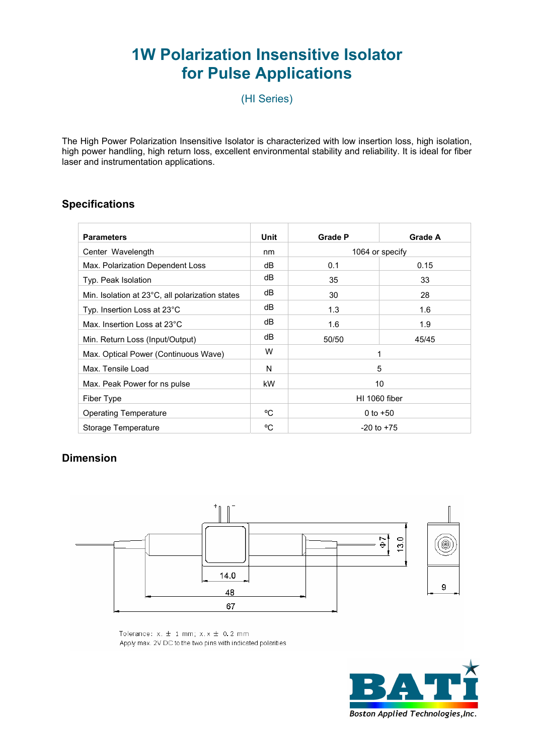# 1W Polarization Insensitive Isolator for Pulse Applications

(HI Series)

The High Power Polarization Insensitive Isolator is characterized with low insertion loss, high isolation, high power handling, high return loss, excellent environmental stability and reliability. It is ideal for fiber laser and instrumentation applications.

## Specifications

| Parameters | Unit | Grade P | Grade A |
|---|---|---|---|
| Center Wavelength | nm | 1064 or specify | |
| Max. Polarization Dependent Loss | dB | 0.1 | 0.15 |
| Typ. Peak Isolation | dB | 35 | 33 |
| Min. Isolation at 23°C, all polarization states | dB | 30 | 28 |
| Typ. Insertion Loss at 23°C | dB | 1.3 | 1.6 |
| Max. Insertion Loss at 23°C | dB | 1.6 | 1.9 |
| Min. Return Loss (Input/Output) | dB | 50/50 | 45/45 |
| Max. Optical Power (Continuous Wave) | W | 1 | |
| Max. Tensile Load | N | 5 | |
| Max. Peak Power for ns pulse | kW | 10 | |
| Fiber Type | | HI 1060 fiber | |
| Operating Temperature | ºC | 0 to +50 | |
| Storage Temperature | ºC | -20 to +75 | |

## Dimension

+ −

Φ7

13.0

14.0

48

67

9

Tolerance: x. ± 1 mm; x.x ± 0.2 mm

Apply max. 2V DC to the two pins with indicated polarities

BATi

Boston Applied Technologies, Inc.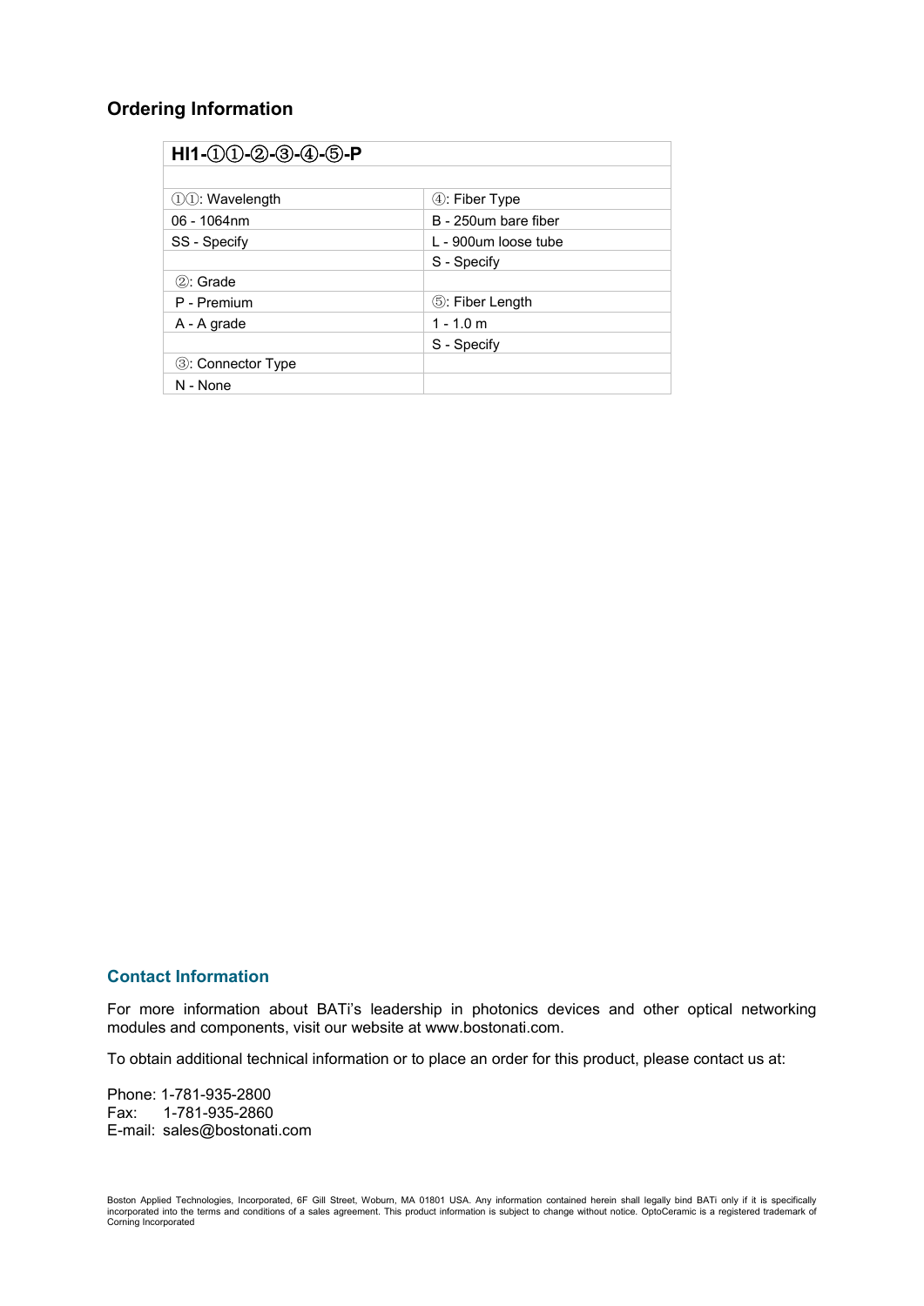## Ordering Information

| HI1-①①-②-③-④-⑤-P | |
|---|---|
| | |
| ①①: Wavelength | ④: Fiber Type |
| 06 - 1064nm | B - 250um bare fiber |
| SS - Specify | L - 900um loose tube |
| | S - Specify |
| ②: Grade | |
| P - Premium | ⑤: Fiber Length |
| A - A grade | 1 - 1.0 m |
| | S - Specify |
| ③: Connector Type | |
| N - None | |

## Contact Information

For more information about BATi's leadership in photonics devices and other optical networking modules and components, visit our website at www.bostonati.com.

To obtain additional technical information or to place an order for this product, please contact us at:

Phone: 1-781-935-2800
Fax: 1-781-935-2860
E-mail: sales@bostonati.com

Boston Applied Technologies, Incorporated, 6F Gill Street, Woburn, MA 01801 USA. Any information contained herein shall legally bind BATi only if it is specifically incorporated into the terms and conditions of a sales agreement. This product information is subject to change without notice. OptoCeramic is a registered trademark of Corning Incorporated